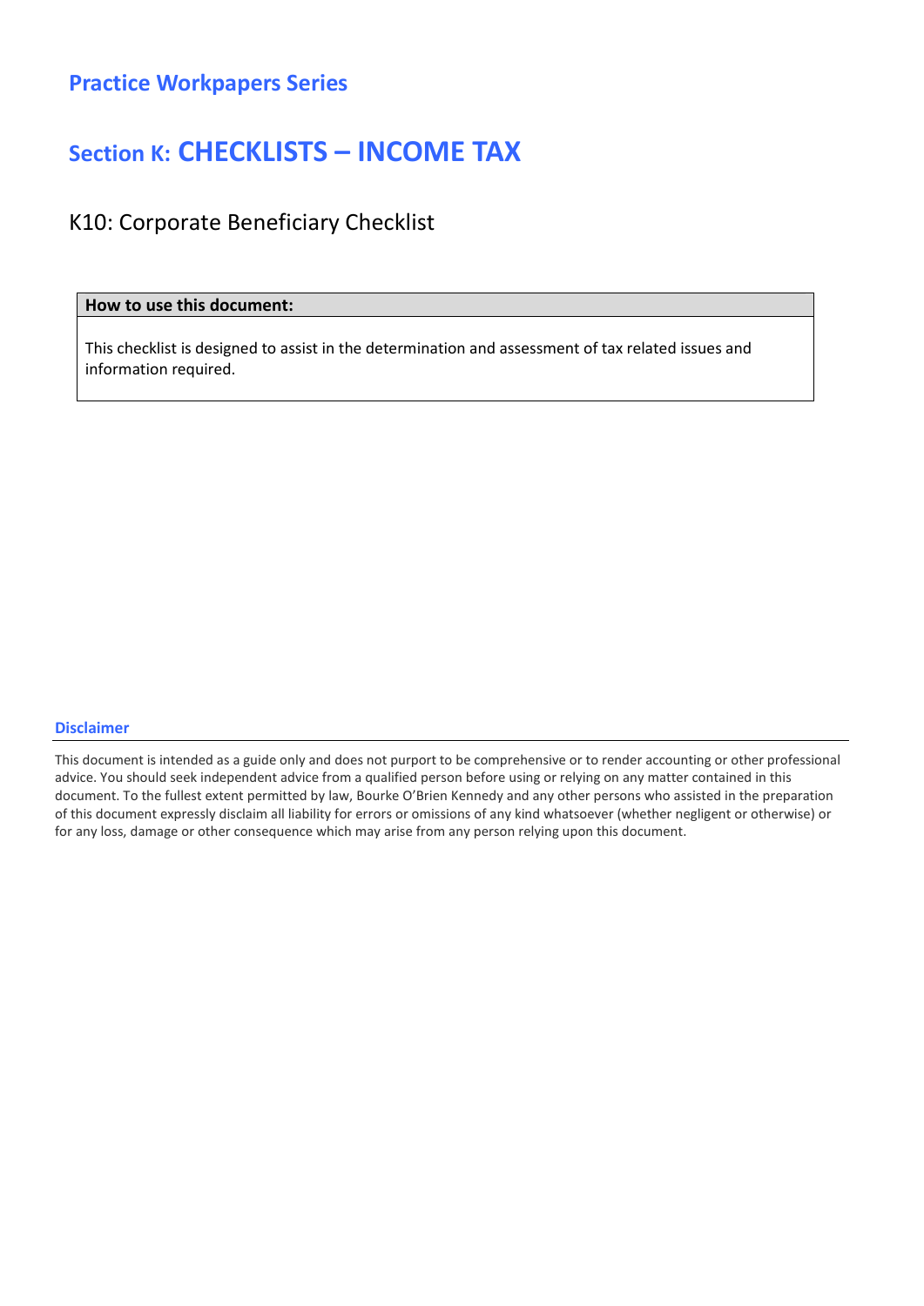## Practice Workpapers Series

# Section K: CHECKLISTS – INCOME TAX

### K10: Corporate Beneficiary Checklist

| How to use this document: |
| --- |
| This checklist is designed to assist in the determination and assessment of tax related issues and information required. |

**Disclaimer**

This document is intended as a guide only and does not purport to be comprehensive or to render accounting or other professional advice. You should seek independent advice from a qualified person before using or relying on any matter contained in this document. To the fullest extent permitted by law, Bourke O'Brien Kennedy and any other persons who assisted in the preparation of this document expressly disclaim all liability for errors or omissions of any kind whatsoever (whether negligent or otherwise) or for any loss, damage or other consequence which may arise from any person relying upon this document.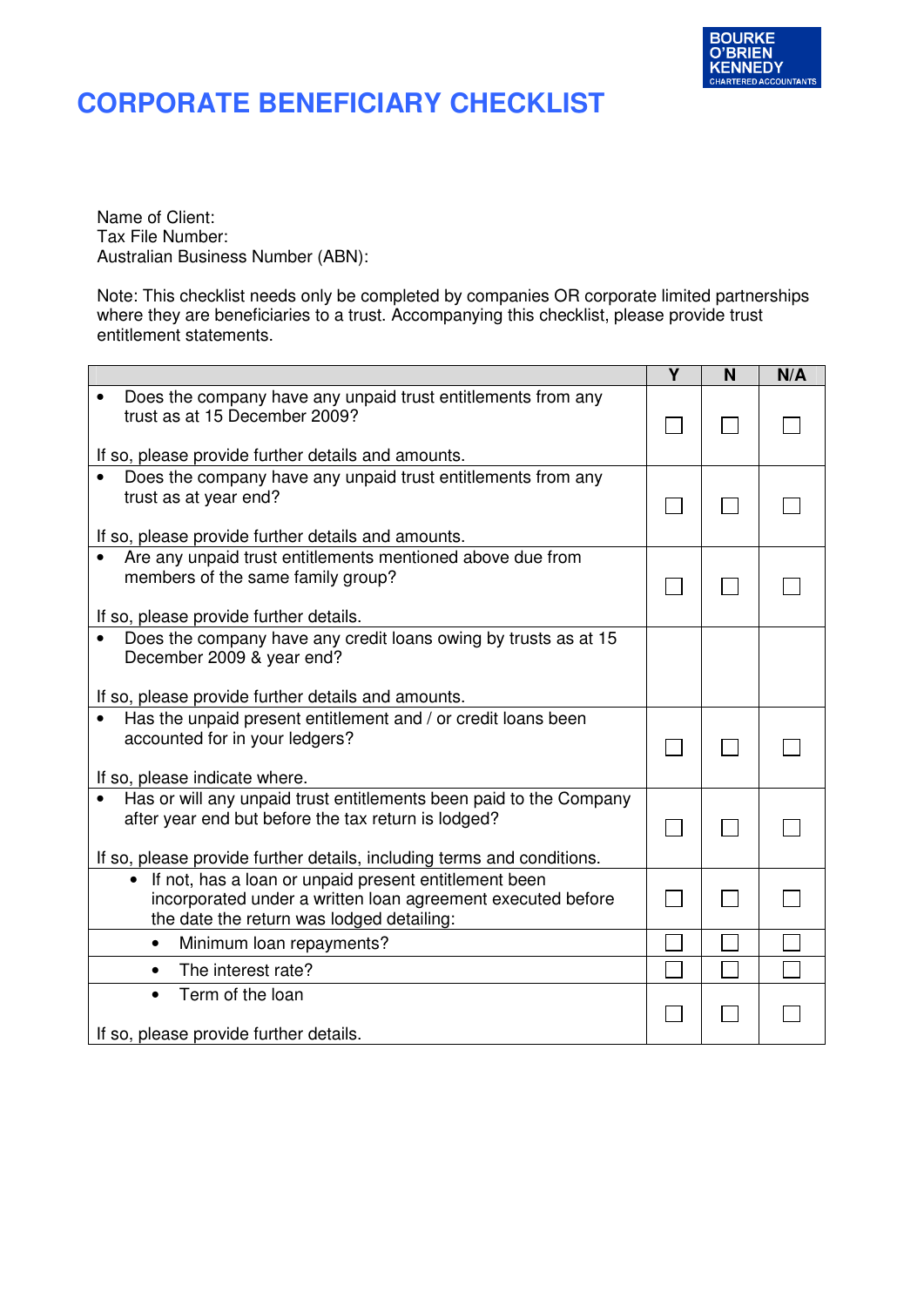BOURKE O'BRIEN KENNEDY CHARTERED ACCOUNTANTS

# CORPORATE BENEFICIARY CHECKLIST

Name of Client:
Tax File Number:
Australian Business Number (ABN):

Note: This checklist needs only be completed by companies OR corporate limited partnerships where they are beneficiaries to a trust. Accompanying this checklist, please provide trust entitlement statements.

| | Y | N | N/A |
|---|---|---|---|
| • Does the company have any unpaid trust entitlements from any trust as at 15 December 2009?<br><br>If so, please provide further details and amounts. | ☐ | ☐ | ☐ |
| • Does the company have any unpaid trust entitlements from any trust as at year end?<br><br>If so, please provide further details and amounts. | ☐ | ☐ | ☐ |
| • Are any unpaid trust entitlements mentioned above due from members of the same family group?<br><br>If so, please provide further details. | ☐ | ☐ | ☐ |
| • Does the company have any credit loans owing by trusts as at 15 December 2009 & year end?<br><br>If so, please provide further details and amounts. | | | |
| • Has the unpaid present entitlement and / or credit loans been accounted for in your ledgers?<br><br>If so, please indicate where. | ☐ | ☐ | ☐ |
| • Has or will any unpaid trust entitlements been paid to the Company after year end but before the tax return is lodged?<br><br>If so, please provide further details, including terms and conditions. | ☐ | ☐ | ☐ |
| • If not, has a loan or unpaid present entitlement been incorporated under a written loan agreement executed before the date the return was lodged detailing: | ☐ | ☐ | ☐ |
| • Minimum loan repayments? | ☐ | ☐ | ☐ |
| • The interest rate? | ☐ | ☐ | ☐ |
| • Term of the loan<br><br>If so, please provide further details. | ☐ | ☐ | ☐ |